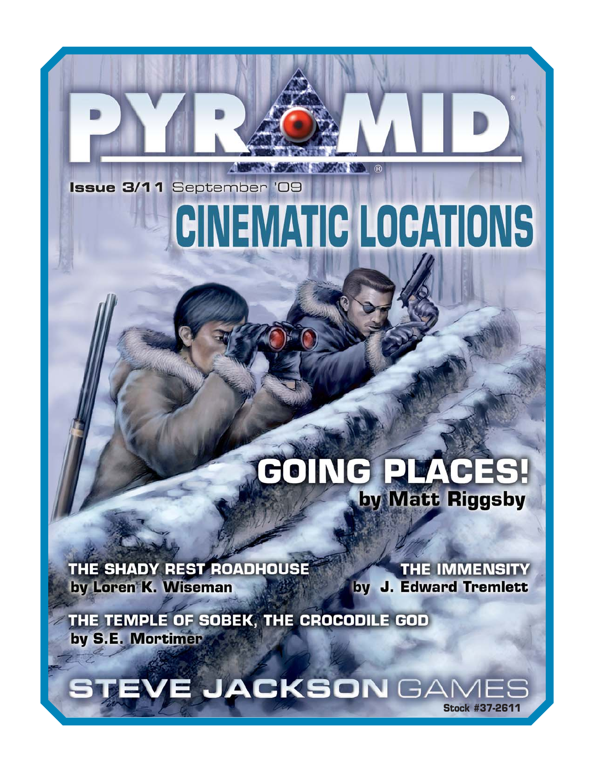# PYRAMID

**Issue 3/11** September '09

# CINEMATIC LOCATIONS

## GOING PLACES!
**by Matt Riggsby**

**THE SHADY REST ROADHOUSE**
**by Loren K. Wiseman**

**THE IMMENSITY**
**by J. Edward Tremlett**

**THE TEMPLE OF SOBEK, THE CROCODILE GOD**
**by S.E. Mortimer**

STEVE JACKSON GAMES

Stock #37-2611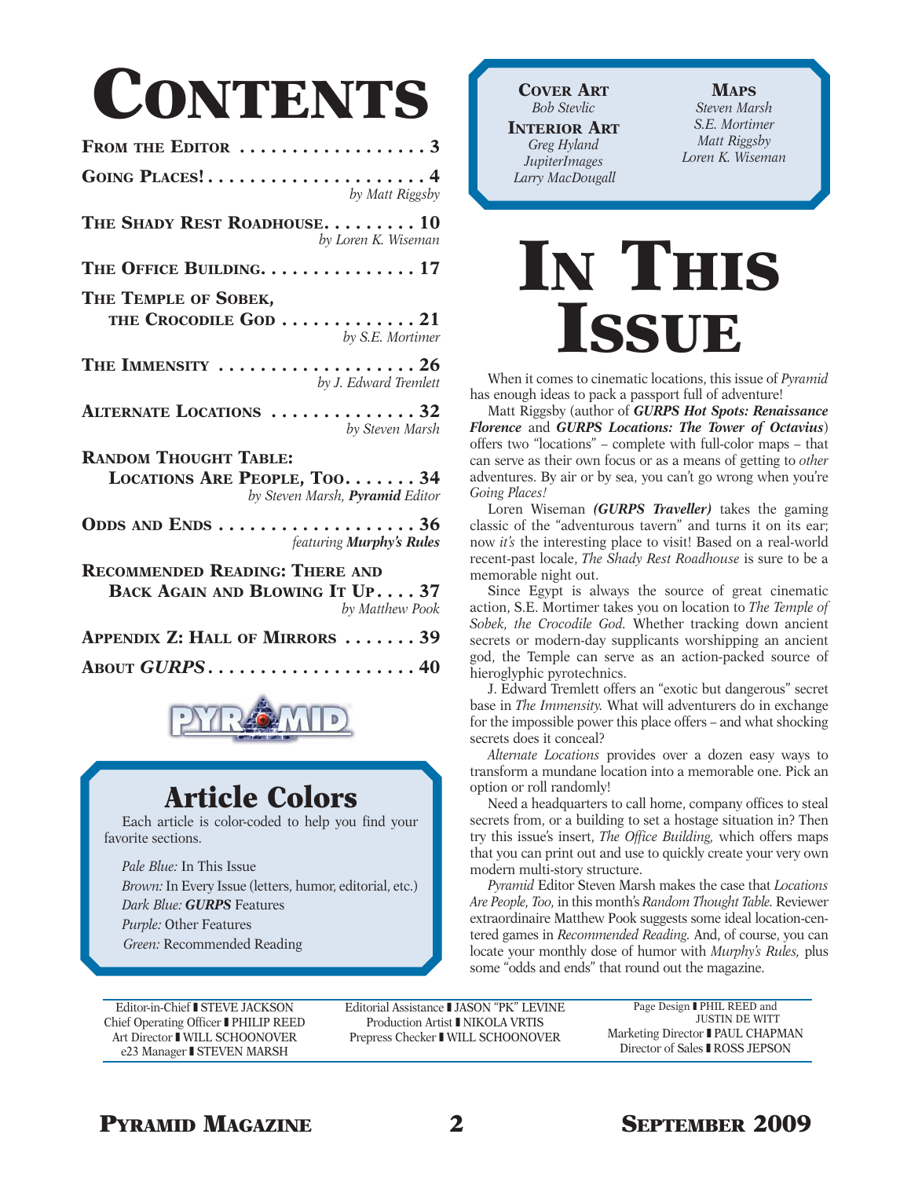# Contents

**From the Editor** . . . . . . . . . . . . . . . . . . 3

**Going Places!** . . . . . . . . . . . . . . . . . . . . 4
*by Matt Riggsby*

**The Shady Rest Roadhouse** . . . . . . . . . 10
*by Loren K. Wiseman*

**The Office Building** . . . . . . . . . . . . . . . 17

**The Temple of Sobek, the Crocodile God** . . . . . . . . . . . . . 21
*by S.E. Mortimer*

**The Immensity** . . . . . . . . . . . . . . . . . . 26
*by J. Edward Tremlett*

**Alternate Locations** . . . . . . . . . . . . . . 32
*by Steven Marsh*

**Random Thought Table: Locations Are People, Too** . . . . . . . 34
*by Steven Marsh, **Pyramid** Editor*

**Odds and Ends** . . . . . . . . . . . . . . . . . . . 36
*featuring **Murphy's Rules***

**Recommended Reading: There and Back Again and Blowing It Up** . . . . 37
*by Matthew Pook*

**Appendix Z: Hall of Mirrors** . . . . . . . 39

**About *GURPS*** . . . . . . . . . . . . . . . . . . . . 40

## Article Colors

Each article is color-coded to help you find your favorite sections.

*Pale Blue:* In This Issue
*Brown:* In Every Issue (letters, humor, editorial, etc.)
*Dark Blue:* ***GURPS*** Features
*Purple:* Other Features
*Green:* Recommended Reading

**Cover Art**
*Bob Stevlic*

**Interior Art**
*Greg Hyland*
*JupiterImages*
*Larry MacDougall*

**Maps**
*Steven Marsh*
*S.E. Mortimer*
*Matt Riggsby*
*Loren K. Wiseman*

# In This Issue

When it comes to cinematic locations, this issue of *Pyramid* has enough ideas to pack a passport full of adventure!

Matt Riggsby (author of ***GURPS Hot Spots: Renaissance Florence*** and ***GURPS Locations: The Tower of Octavius***) offers two "locations" – complete with full-color maps – that can serve as their own focus or as a means of getting to *other* adventures. By air or by sea, you can't go wrong when you're *Going Places!*

Loren Wiseman ***(GURPS Traveller)*** takes the gaming classic of the "adventurous tavern" and turns it on its ear; now *it's* the interesting place to visit! Based on a real-world recent-past locale, *The Shady Rest Roadhouse* is sure to be a memorable night out.

Since Egypt is always the source of great cinematic action, S.E. Mortimer takes you on location to *The Temple of Sobek, the Crocodile God.* Whether tracking down ancient secrets or modern-day supplicants worshipping an ancient god, the Temple can serve as an action-packed source of hieroglyphic pyrotechnics.

J. Edward Tremlett offers an "exotic but dangerous" secret base in *The Immensity.* What will adventurers do in exchange for the impossible power this place offers – and what shocking secrets does it conceal?

*Alternate Locations* provides over a dozen easy ways to transform a mundane location into a memorable one. Pick an option or roll randomly!

Need a headquarters to call home, company offices to steal secrets from, or a building to set a hostage situation in? Then try this issue's insert, *The Office Building,* which offers maps that you can print out and use to quickly create your very own modern multi-story structure.

*Pyramid* Editor Steven Marsh makes the case that *Locations Are People, Too,* in this month's *Random Thought Table.* Reviewer extraordinaire Matthew Pook suggests some ideal location-centered games in *Recommended Reading.* And, of course, you can locate your monthly dose of humor with *Murphy's Rules,* plus some "odds and ends" that round out the magazine.

Editor-in-Chief ❚ STEVE JACKSON
Chief Operating Officer ❚ PHILIP REED
Art Director ❚ WILL SCHOONOVER
e23 Manager ❚ STEVEN MARSH

Editorial Assistance ❚ JASON "PK" LEVINE
Production Artist ❚ NIKOLA VRTIS
Prepress Checker ❚ WILL SCHOONOVER

Page Design ❚ PHIL REED and JUSTIN DE WITT
Marketing Director ❚ PAUL CHAPMAN
Director of Sales ❚ ROSS JEPSON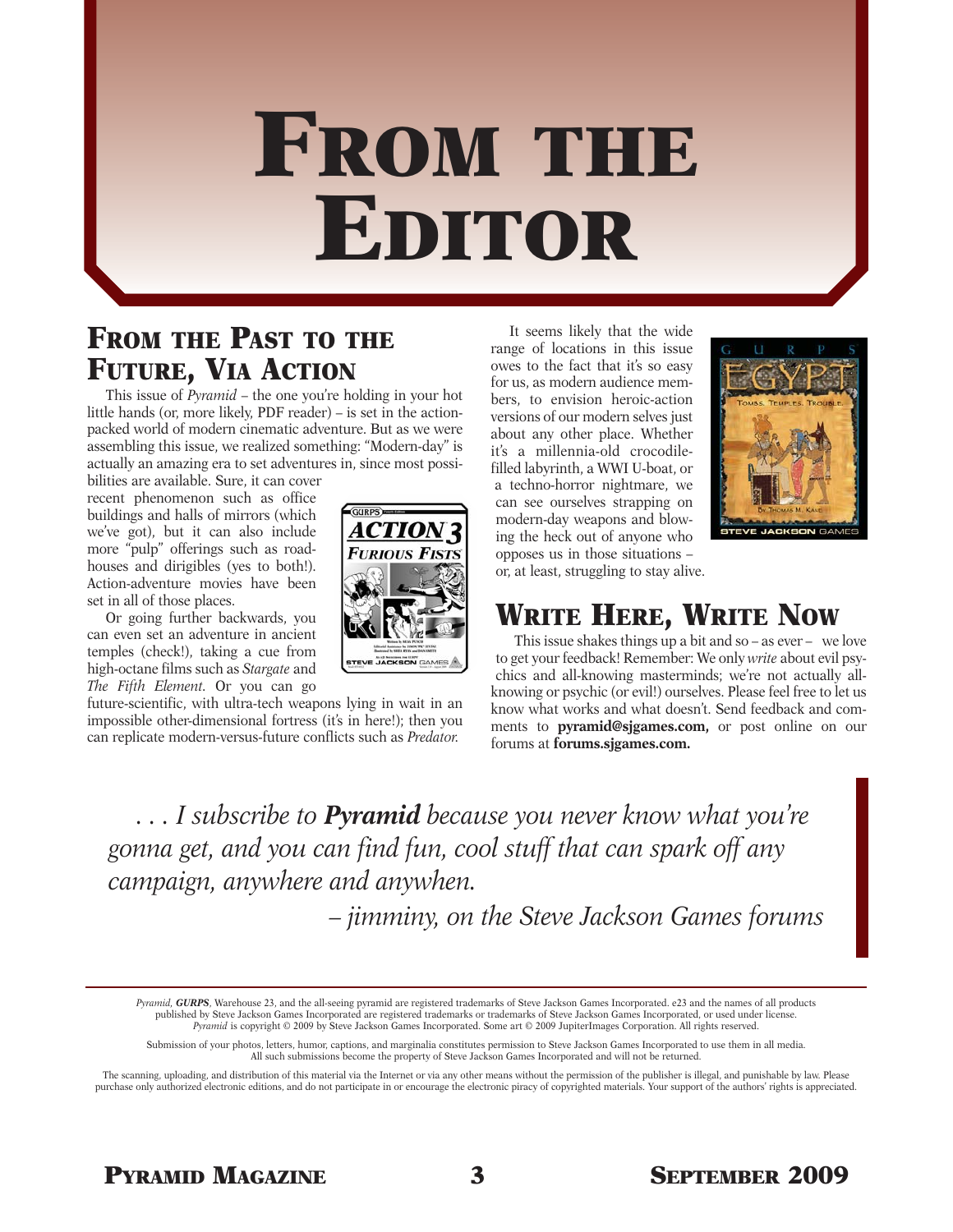# From the Editor

## From the Past to the Future, Via Action

This issue of *Pyramid* – the one you're holding in your hot little hands (or, more likely, PDF reader) – is set in the action-packed world of modern cinematic adventure. But as we were assembling this issue, we realized something: "Modern-day" is actually an amazing era to set adventures in, since most possibilities are available. Sure, it can cover recent phenomenon such as office buildings and halls of mirrors (which we've got), but it can also include more "pulp" offerings such as roadhouses and dirigibles (yes to both!). Action-adventure movies have been set in all of those places.

Or going further backwards, you can even set an adventure in ancient temples (check!), taking a cue from high-octane films such as *Stargate* and *The Fifth Element*. Or you can go future-scientific, with ultra-tech weapons lying in wait in an impossible other-dimensional fortress (it's in here!); then you can replicate modern-versus-future conflicts such as *Predator.*

It seems likely that the wide range of locations in this issue owes to the fact that it's so easy for us, as modern audience members, to envision heroic-action versions of our modern selves just about any other place. Whether it's a millennia-old crocodile-filled labyrinth, a WWI U-boat, or a techno-horror nightmare, we can see ourselves strapping on modern-day weapons and blowing the heck out of anyone who opposes us in those situations – or, at least, struggling to stay alive.

## Write Here, Write Now

This issue shakes things up a bit and so – as ever – we love to get your feedback! Remember: We only *write* about evil psychics and all-knowing masterminds; we're not actually all-knowing or psychic (or evil!) ourselves. Please feel free to let us know what works and what doesn't. Send feedback and comments to **pyramid@sjgames.com,** or post online on our forums at **forums.sjgames.com.**

*. . . I subscribe to **Pyramid** because you never know what you're gonna get, and you can find fun, cool stuff that can spark off any campaign, anywhere and anywhen.*

*– jimminy, on the Steve Jackson Games forums*

---

*Pyramid*, ***GURPS***, Warehouse 23, and the all-seeing pyramid are registered trademarks of Steve Jackson Games Incorporated. e23 and the names of all products published by Steve Jackson Games Incorporated are registered trademarks or trademarks of Steve Jackson Games Incorporated, or used under license. *Pyramid* is copyright © 2009 by Steve Jackson Games Incorporated. Some art © 2009 JupiterImages Corporation. All rights reserved.

Submission of your photos, letters, humor, captions, and marginalia constitutes permission to Steve Jackson Games Incorporated to use them in all media. All such submissions become the property of Steve Jackson Games Incorporated and will not be returned.

The scanning, uploading, and distribution of this material via the Internet or via any other means without the permission of the publisher is illegal, and punishable by law. Please purchase only authorized electronic editions, and do not participate in or encourage the electronic piracy of copyrighted materials. Your support of the authors' rights is appreciated.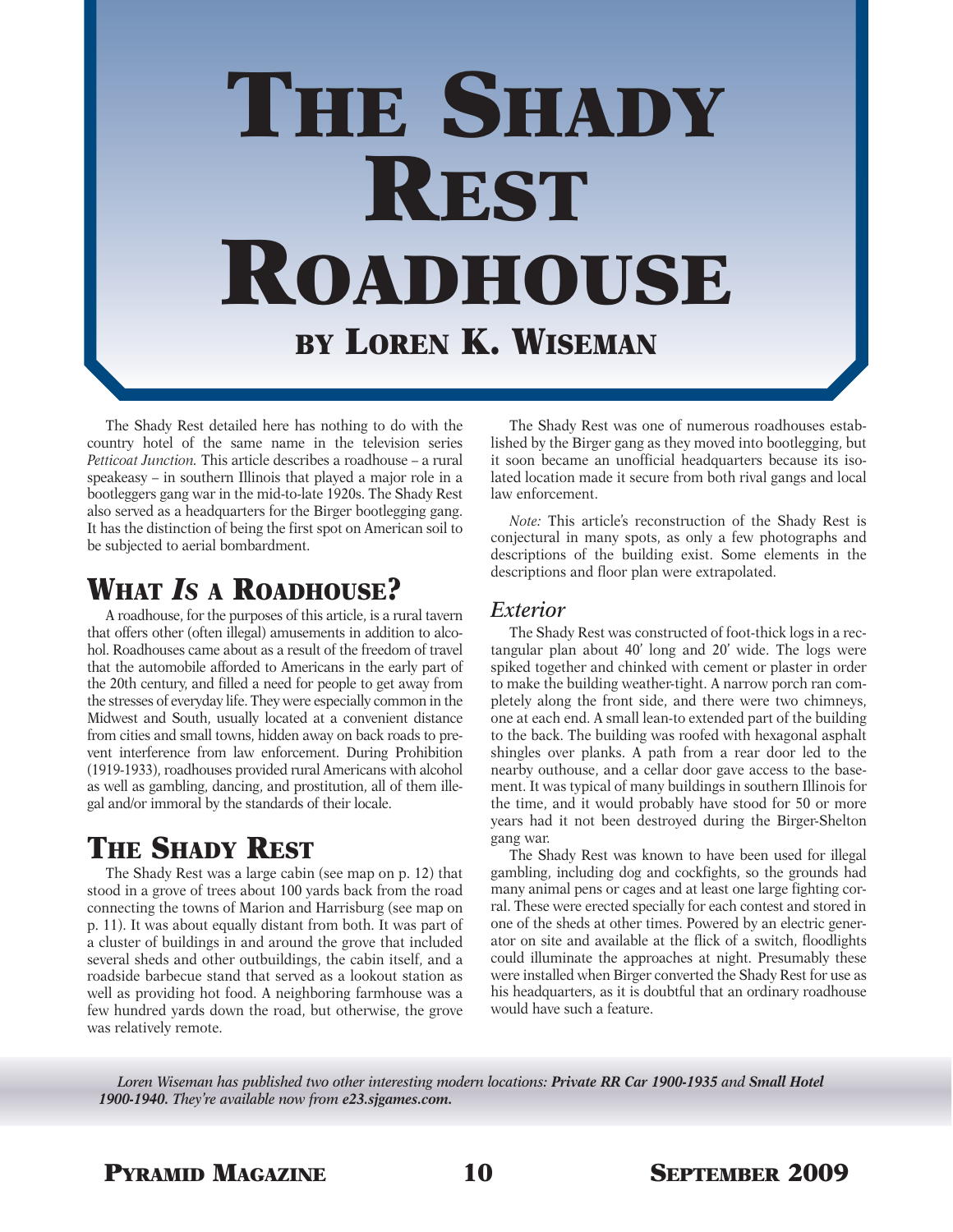# The Shady Rest Roadhouse

## by Loren K. Wiseman

The Shady Rest detailed here has nothing to do with the country hotel of the same name in the television series *Petticoat Junction.* This article describes a roadhouse – a rural speakeasy – in southern Illinois that played a major role in a bootleggers gang war in the mid-to-late 1920s. The Shady Rest also served as a headquarters for the Birger bootlegging gang. It has the distinction of being the first spot on American soil to be subjected to aerial bombardment.

## What *Is* a Roadhouse?

A roadhouse, for the purposes of this article, is a rural tavern that offers other (often illegal) amusements in addition to alcohol. Roadhouses came about as a result of the freedom of travel that the automobile afforded to Americans in the early part of the 20th century, and filled a need for people to get away from the stresses of everyday life. They were especially common in the Midwest and South, usually located at a convenient distance from cities and small towns, hidden away on back roads to prevent interference from law enforcement. During Prohibition (1919-1933), roadhouses provided rural Americans with alcohol as well as gambling, dancing, and prostitution, all of them illegal and/or immoral by the standards of their locale.

## The Shady Rest

The Shady Rest was a large cabin (see map on p. 12) that stood in a grove of trees about 100 yards back from the road connecting the towns of Marion and Harrisburg (see map on p. 11). It was about equally distant from both. It was part of a cluster of buildings in and around the grove that included several sheds and other outbuildings, the cabin itself, and a roadside barbecue stand that served as a lookout station as well as providing hot food. A neighboring farmhouse was a few hundred yards down the road, but otherwise, the grove was relatively remote.

The Shady Rest was one of numerous roadhouses established by the Birger gang as they moved into bootlegging, but it soon became an unofficial headquarters because its isolated location made it secure from both rival gangs and local law enforcement.

*Note:* This article's reconstruction of the Shady Rest is conjectural in many spots, as only a few photographs and descriptions of the building exist. Some elements in the descriptions and floor plan were extrapolated.

### Exterior

The Shady Rest was constructed of foot-thick logs in a rectangular plan about 40' long and 20' wide. The logs were spiked together and chinked with cement or plaster in order to make the building weather-tight. A narrow porch ran completely along the front side, and there were two chimneys, one at each end. A small lean-to extended part of the building to the back. The building was roofed with hexagonal asphalt shingles over planks. A path from a rear door led to the nearby outhouse, and a cellar door gave access to the basement. It was typical of many buildings in southern Illinois for the time, and it would probably have stood for 50 or more years had it not been destroyed during the Birger-Shelton gang war.

The Shady Rest was known to have been used for illegal gambling, including dog and cockfights, so the grounds had many animal pens or cages and at least one large fighting corral. These were erected specially for each contest and stored in one of the sheds at other times. Powered by an electric generator on site and available at the flick of a switch, floodlights could illuminate the approaches at night. Presumably these were installed when Birger converted the Shady Rest for use as his headquarters, as it is doubtful that an ordinary roadhouse would have such a feature.

*Loren Wiseman has published two other interesting modern locations: **Private RR Car 1900-1935** and **Small Hotel 1900-1940**. They're available now from **e23.sjgames.com**.*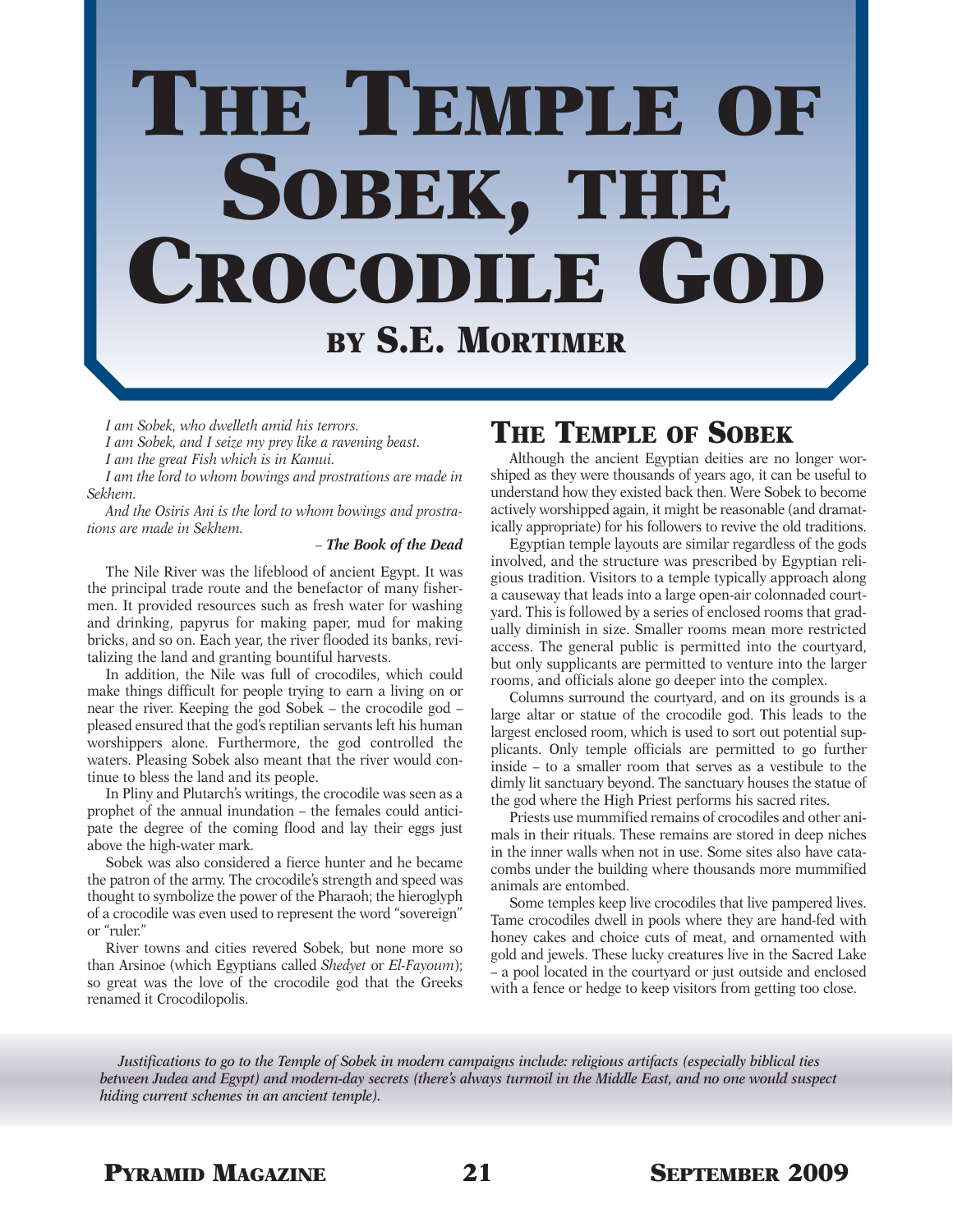# The Temple of Sobek, the Crocodile God

## by S.E. Mortimer

*I am Sobek, who dwelleth amid his terrors.*

*I am Sobek, and I seize my prey like a ravening beast.*

*I am the great Fish which is in Kamui.*

*I am the lord to whom bowings and prostrations are made in Sekhem.*

*And the Osiris Ani is the lord to whom bowings and prostrations are made in Sekhem.*

– ***The Book of the Dead***

The Nile River was the lifeblood of ancient Egypt. It was the principal trade route and the benefactor of many fishermen. It provided resources such as fresh water for washing and drinking, papyrus for making paper, mud for making bricks, and so on. Each year, the river flooded its banks, revitalizing the land and granting bountiful harvests.

In addition, the Nile was full of crocodiles, which could make things difficult for people trying to earn a living on or near the river. Keeping the god Sobek – the crocodile god – pleased ensured that the god's reptilian servants left his human worshippers alone. Furthermore, the god controlled the waters. Pleasing Sobek also meant that the river would continue to bless the land and its people.

In Pliny and Plutarch's writings, the crocodile was seen as a prophet of the annual inundation – the females could anticipate the degree of the coming flood and lay their eggs just above the high-water mark.

Sobek was also considered a fierce hunter and he became the patron of the army. The crocodile's strength and speed was thought to symbolize the power of the Pharaoh; the hieroglyph of a crocodile was even used to represent the word "sovereign" or "ruler."

River towns and cities revered Sobek, but none more so than Arsinoe (which Egyptians called *Shedyet* or *El-Fayoum*); so great was the love of the crocodile god that the Greeks renamed it Crocodilopolis.

## The Temple of Sobek

Although the ancient Egyptian deities are no longer worshiped as they were thousands of years ago, it can be useful to understand how they existed back then. Were Sobek to become actively worshipped again, it might be reasonable (and dramatically appropriate) for his followers to revive the old traditions.

Egyptian temple layouts are similar regardless of the gods involved, and the structure was prescribed by Egyptian religious tradition. Visitors to a temple typically approach along a causeway that leads into a large open-air colonnaded courtyard. This is followed by a series of enclosed rooms that gradually diminish in size. Smaller rooms mean more restricted access. The general public is permitted into the courtyard, but only supplicants are permitted to venture into the larger rooms, and officials alone go deeper into the complex.

Columns surround the courtyard, and on its grounds is a large altar or statue of the crocodile god. This leads to the largest enclosed room, which is used to sort out potential supplicants. Only temple officials are permitted to go further inside – to a smaller room that serves as a vestibule to the dimly lit sanctuary beyond. The sanctuary houses the statue of the god where the High Priest performs his sacred rites.

Priests use mummified remains of crocodiles and other animals in their rituals. These remains are stored in deep niches in the inner walls when not in use. Some sites also have catacombs under the building where thousands more mummified animals are entombed.

Some temples keep live crocodiles that live pampered lives. Tame crocodiles dwell in pools where they are hand-fed with honey cakes and choice cuts of meat, and ornamented with gold and jewels. These lucky creatures live in the Sacred Lake – a pool located in the courtyard or just outside and enclosed with a fence or hedge to keep visitors from getting too close.

***Justifications to go to the Temple of Sobek in modern campaigns include: religious artifacts (especially biblical ties between Judea and Egypt) and modern-day secrets (there's always turmoil in the Middle East, and no one would suspect hiding current schemes in an ancient temple).***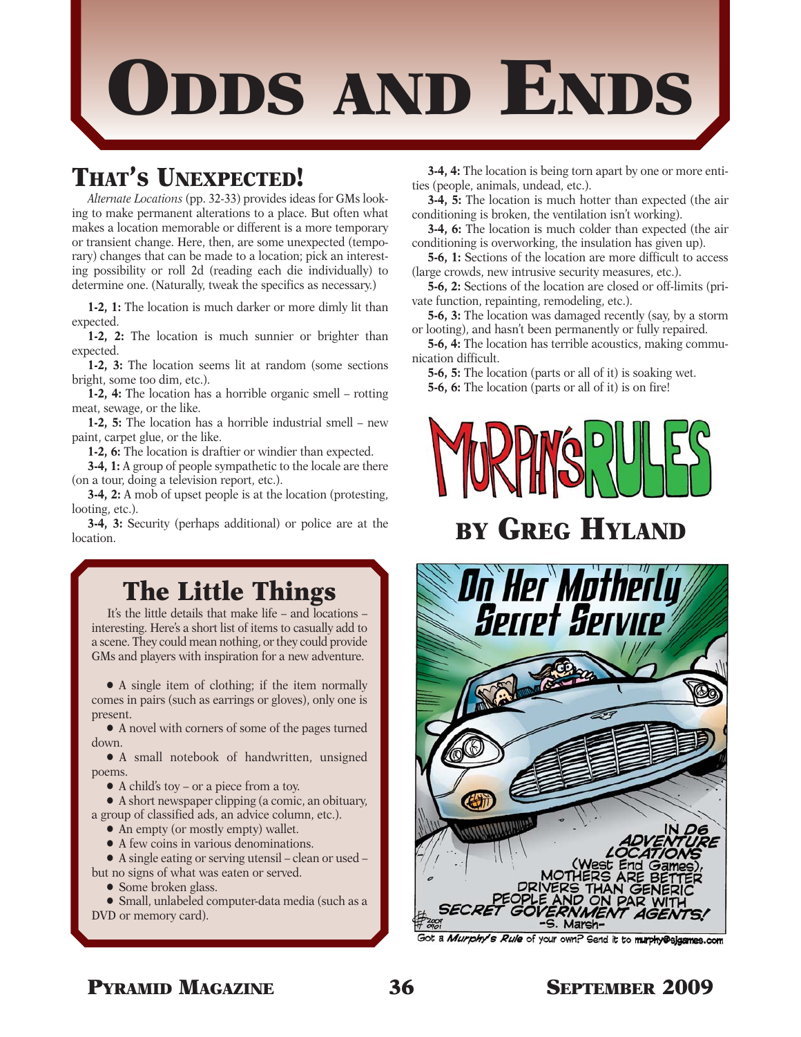# Odds and Ends

## That's Unexpected!

*Alternate Locations* (pp. 32-33) provides ideas for GMs looking to make permanent alterations to a place. But often what makes a location memorable or different is a more temporary or transient change. Here, then, are some unexpected (temporary) changes that can be made to a location; pick an interesting possibility or roll 2d (reading each die individually) to determine one. (Naturally, tweak the specifics as necessary.)

**1-2, 1:** The location is much darker or more dimly lit than expected.

**1-2, 2:** The location is much sunnier or brighter than expected.

**1-2, 3:** The location seems lit at random (some sections bright, some too dim, etc.).

**1-2, 4:** The location has a horrible organic smell – rotting meat, sewage, or the like.

**1-2, 5:** The location has a horrible industrial smell – new paint, carpet glue, or the like.

**1-2, 6:** The location is draftier or windier than expected.

**3-4, 1:** A group of people sympathetic to the locale are there (on a tour, doing a television report, etc.).

**3-4, 2:** A mob of upset people is at the location (protesting, looting, etc.).

**3-4, 3:** Security (perhaps additional) or police are at the location.

**3-4, 4:** The location is being torn apart by one or more entities (people, animals, undead, etc.).

**3-4, 5:** The location is much hotter than expected (the air conditioning is broken, the ventilation isn't working).

**3-4, 6:** The location is much colder than expected (the air conditioning is overworking, the insulation has given up).

**5-6, 1:** Sections of the location are more difficult to access (large crowds, new intrusive security measures, etc.).

**5-6, 2:** Sections of the location are closed or off-limits (private function, repainting, remodeling, etc.).

**5-6, 3:** The location was damaged recently (say, by a storm or looting), and hasn't been permanently or fully repaired.

**5-6, 4:** The location has terrible acoustics, making communication difficult.

**5-6, 5:** The location (parts or all of it) is soaking wet.

**5-6, 6:** The location (parts or all of it) is on fire!

## The Little Things

It's the little details that make life – and locations – interesting. Here's a short list of items to casually add to a scene. They could mean nothing, or they could provide GMs and players with inspiration for a new adventure.

- A single item of clothing; if the item normally comes in pairs (such as earrings or gloves), only one is present.
- A novel with corners of some of the pages turned down.
- A small notebook of handwritten, unsigned poems.
- A child's toy – or a piece from a toy.
- A short newspaper clipping (a comic, an obituary, a group of classified ads, an advice column, etc.).
- An empty (or mostly empty) wallet.
- A few coins in various denominations.
- A single eating or serving utensil – clean or used – but no signs of what was eaten or served.
- Some broken glass.
- Small, unlabeled computer-data media (such as a DVD or memory card).

## Murphy's Rules

### by Greg Hyland

Got a *Murphy's Rule* of your own? Send it to murphy@sjgames.com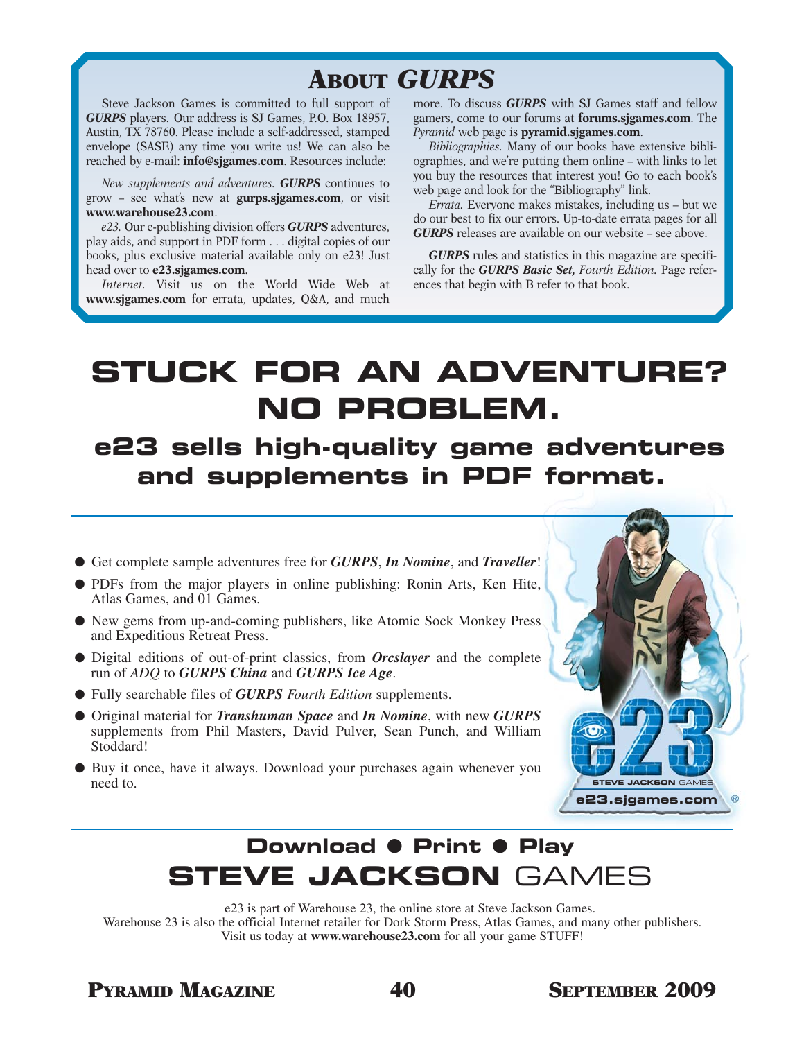## About *GURPS*

Steve Jackson Games is committed to full support of ***GURPS*** players. Our address is SJ Games, P.O. Box 18957, Austin, TX 78760. Please include a self-addressed, stamped envelope (SASE) any time you write us! We can also be reached by e-mail: **info@sjgames.com**. Resources include:

*New supplements and adventures.* ***GURPS*** continues to grow – see what's new at **gurps.sjgames.com**, or visit **www.warehouse23.com**.

*e23.* Our e-publishing division offers ***GURPS*** adventures, play aids, and support in PDF form . . . digital copies of our books, plus exclusive material available only on e23! Just head over to **e23.sjgames.com**.

*Internet*. Visit us on the World Wide Web at **www.sjgames.com** for errata, updates, Q&A, and much more. To discuss ***GURPS*** with SJ Games staff and fellow gamers, come to our forums at **forums.sjgames.com**. The *Pyramid* web page is **pyramid.sjgames.com**.

*Bibliographies.* Many of our books have extensive bibliographies, and we're putting them online – with links to let you buy the resources that interest you! Go to each book's web page and look for the "Bibliography" link.

*Errata.* Everyone makes mistakes, including us – but we do our best to fix our errors. Up-to-date errata pages for all ***GURPS*** releases are available on our website – see above.

***GURPS*** rules and statistics in this magazine are specifically for the ***GURPS Basic Set,*** *Fourth Edition.* Page references that begin with B refer to that book.

# STUCK FOR AN ADVENTURE? NO PROBLEM.

## e23 sells high-quality game adventures and supplements in PDF format.

- Get complete sample adventures free for ***GURPS***, ***In Nomine***, and ***Traveller***!
- PDFs from the major players in online publishing: Ronin Arts, Ken Hite, Atlas Games, and 01 Games.
- New gems from up-and-coming publishers, like Atomic Sock Monkey Press and Expeditious Retreat Press.
- Digital editions of out-of-print classics, from ***Orcslayer*** and the complete run of *ADQ* to ***GURPS China*** and ***GURPS Ice Age***.
- Fully searchable files of ***GURPS*** *Fourth Edition* supplements.
- Original material for ***Transhuman Space*** and ***In Nomine***, with new ***GURPS*** supplements from Phil Masters, David Pulver, Sean Punch, and William Stoddard!
- Buy it once, have it always. Download your purchases again whenever you need to.

e23 STEVE JACKSON GAMES e23.sjgames.com

**Download ● Print ● Play**

**STEVE JACKSON** GAMES

e23 is part of Warehouse 23, the online store at Steve Jackson Games.
Warehouse 23 is also the official Internet retailer for Dork Storm Press, Atlas Games, and many other publishers.
Visit us today at **www.warehouse23.com** for all your game STUFF!